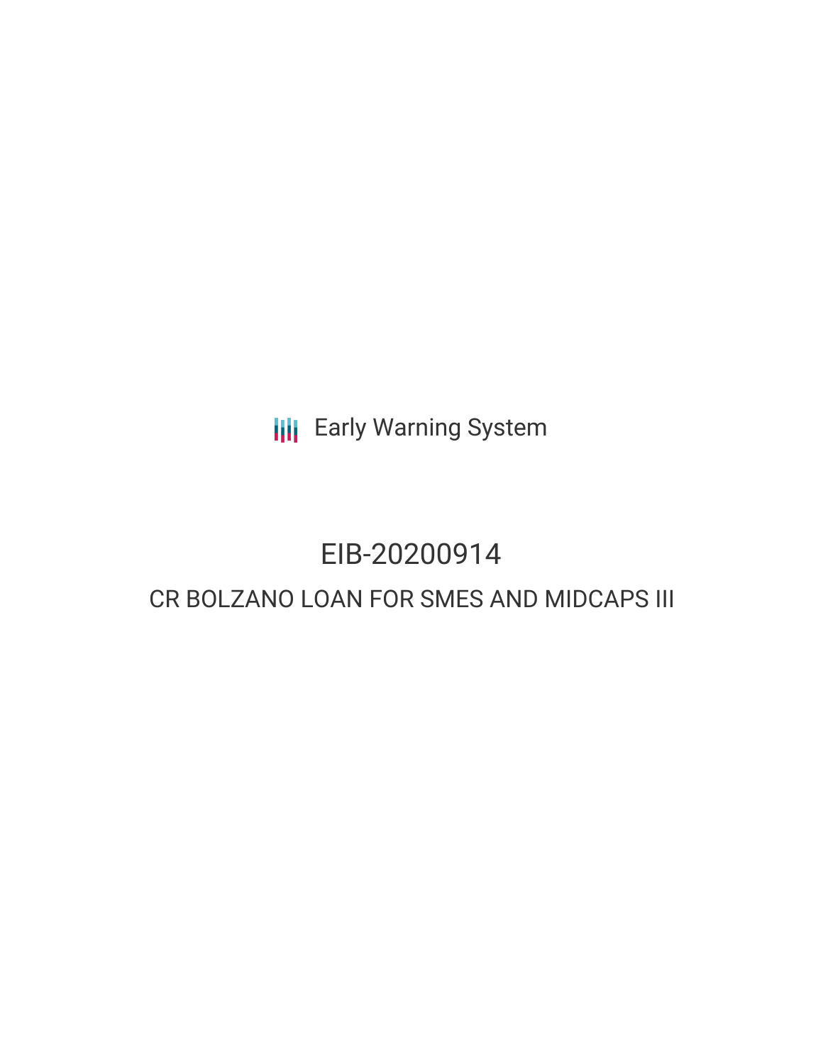Early Warning System

# EIB-20200914

## CR BOLZANO LOAN FOR SMES AND MIDCAPS III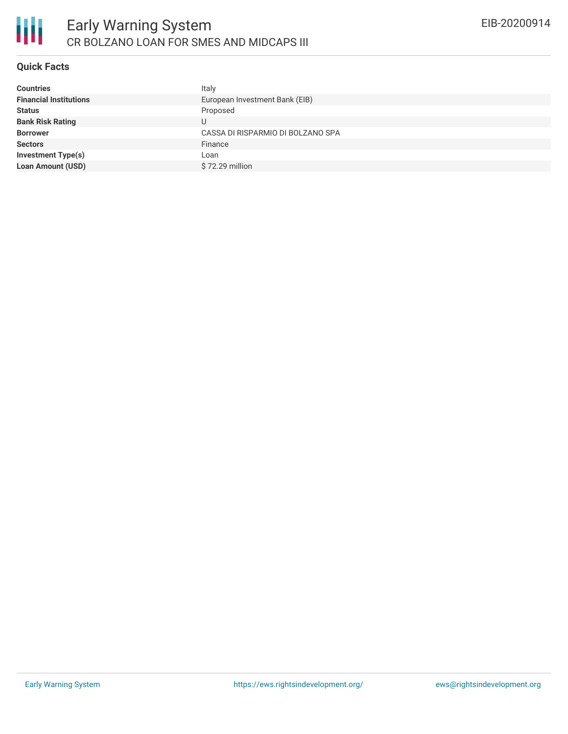## Quick Facts

| | |
|---|---|
| **Countries** | Italy |
| **Financial Institutions** | European Investment Bank (EIB) |
| **Status** | Proposed |
| **Bank Risk Rating** | U |
| **Borrower** | CASSA DI RISPARMIO DI BOLZANO SPA |
| **Sectors** | Finance |
| **Investment Type(s)** | Loan |
| **Loan Amount (USD)** | $ 72.29 million |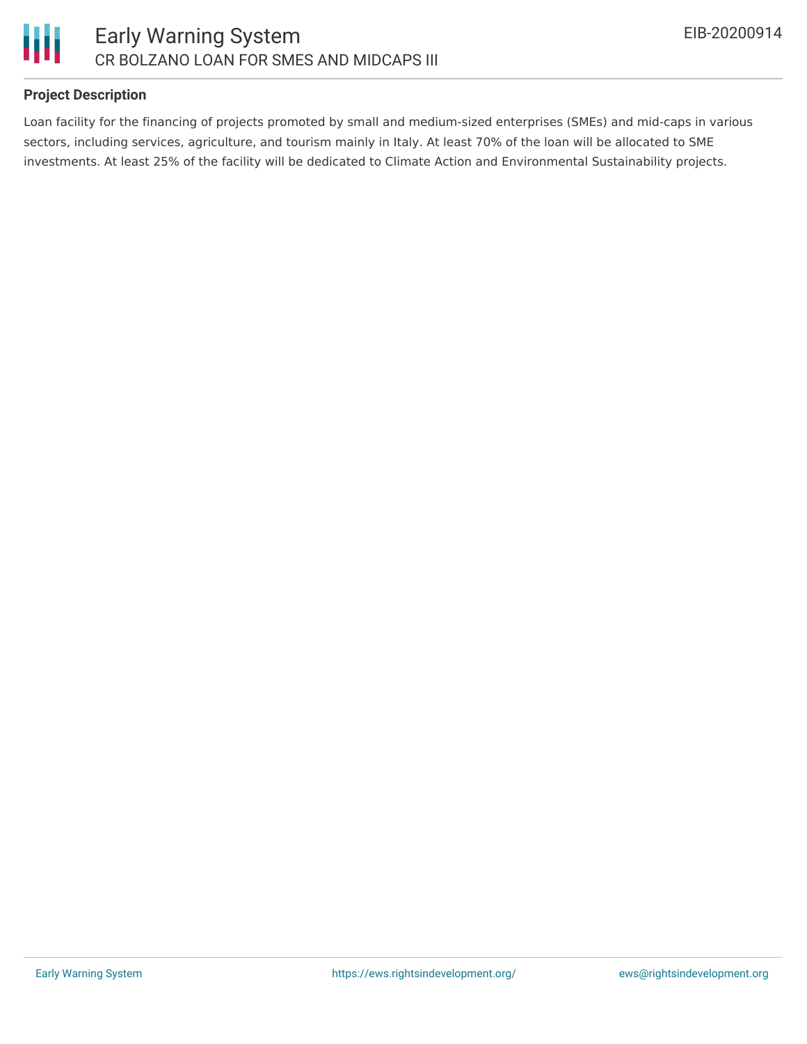### Project Description

Loan facility for the financing of projects promoted by small and medium-sized enterprises (SMEs) and mid-caps in various sectors, including services, agriculture, and tourism mainly in Italy. At least 70% of the loan will be allocated to SME investments. At least 25% of the facility will be dedicated to Climate Action and Environmental Sustainability projects.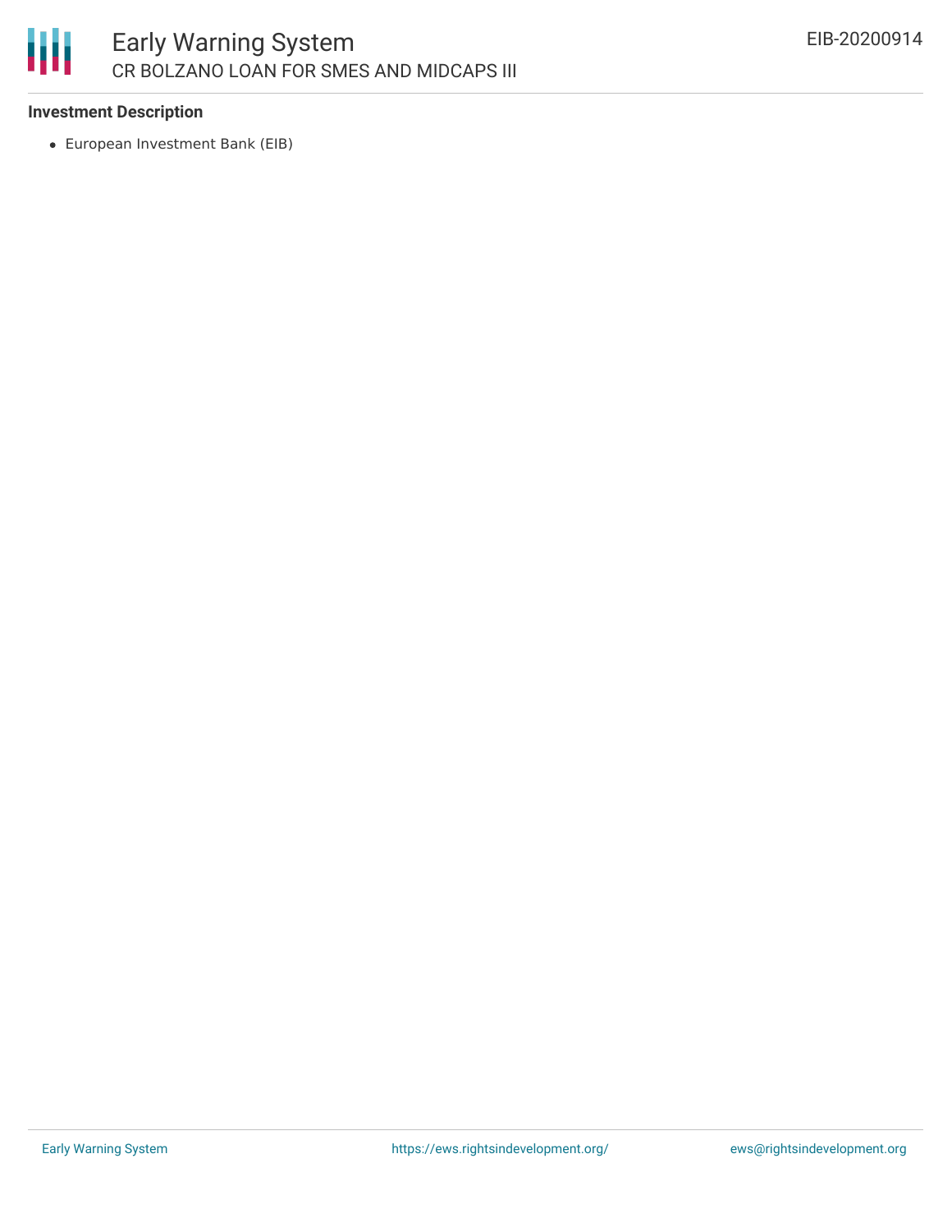### Investment Description

- European Investment Bank (EIB)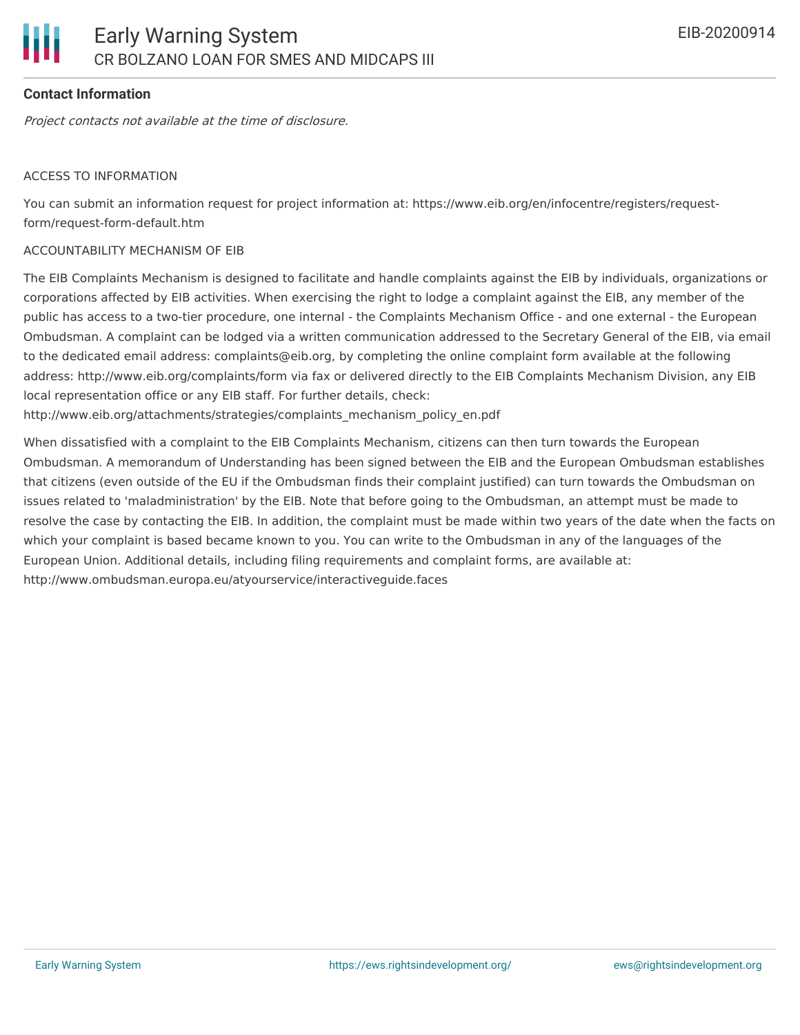**Contact Information**

*Project contacts not available at the time of disclosure.*

ACCESS TO INFORMATION

You can submit an information request for project information at: https://www.eib.org/en/infocentre/registers/request-form/request-form-default.htm

ACCOUNTABILITY MECHANISM OF EIB

The EIB Complaints Mechanism is designed to facilitate and handle complaints against the EIB by individuals, organizations or corporations affected by EIB activities. When exercising the right to lodge a complaint against the EIB, any member of the public has access to a two-tier procedure, one internal - the Complaints Mechanism Office - and one external - the European Ombudsman. A complaint can be lodged via a written communication addressed to the Secretary General of the EIB, via email to the dedicated email address: complaints@eib.org, by completing the online complaint form available at the following address: http://www.eib.org/complaints/form via fax or delivered directly to the EIB Complaints Mechanism Division, any EIB local representation office or any EIB staff. For further details, check: http://www.eib.org/attachments/strategies/complaints_mechanism_policy_en.pdf

When dissatisfied with a complaint to the EIB Complaints Mechanism, citizens can then turn towards the European Ombudsman. A memorandum of Understanding has been signed between the EIB and the European Ombudsman establishes that citizens (even outside of the EU if the Ombudsman finds their complaint justified) can turn towards the Ombudsman on issues related to 'maladministration' by the EIB. Note that before going to the Ombudsman, an attempt must be made to resolve the case by contacting the EIB. In addition, the complaint must be made within two years of the date when the facts on which your complaint is based became known to you. You can write to the Ombudsman in any of the languages of the European Union. Additional details, including filing requirements and complaint forms, are available at: http://www.ombudsman.europa.eu/atyourservice/interactiveguide.faces